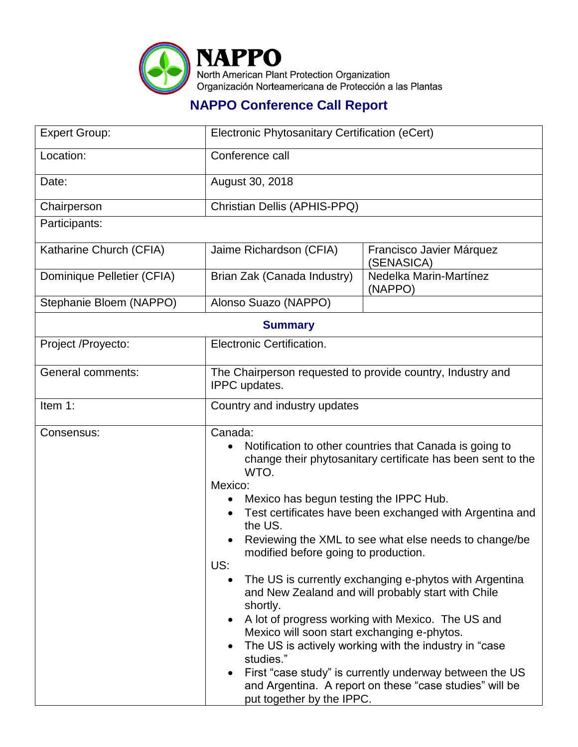# NAPPO

North American Plant Protection Organization
Organización Norteamericana de Protección a las Plantas

## NAPPO Conference Call Report

| | | |
|---|---|---|
| Expert Group: | Electronic Phytosanitary Certification (eCert) | |
| Location: | Conference call | |
| Date: | August 30, 2018 | |
| Chairperson | Christian Dellis (APHIS-PPQ) | |
| Participants: | | |
| Katharine Church (CFIA) | Jaime Richardson (CFIA) | Francisco Javier Márquez (SENASICA) |
| Dominique Pelletier (CFIA) | Brian Zak (Canada Industry) | Nedelka Marin-Martínez (NAPPO) |
| Stephanie Bloem (NAPPO) | Alonso Suazo (NAPPO) | |

**Summary**

| | |
|---|---|
| Project /Proyecto: | Electronic Certification. |
| General comments: | The Chairperson requested to provide country, Industry and IPPC updates. |
| Item 1: | Country and industry updates |
| Consensus: | Canada:<br>• Notification to other countries that Canada is going to change their phytosanitary certificate has been sent to the WTO.<br>Mexico:<br>• Mexico has begun testing the IPPC Hub.<br>• Test certificates have been exchanged with Argentina and the US.<br>• Reviewing the XML to see what else needs to change/be modified before going to production.<br>US:<br>• The US is currently exchanging e-phytos with Argentina and New Zealand and will probably start with Chile shortly.<br>• A lot of progress working with Mexico. The US and Mexico will soon start exchanging e-phytos.<br>• The US is actively working with the industry in "case studies."<br>• First "case study" is currently underway between the US and Argentina. A report on these "case studies" will be put together by the IPPC. |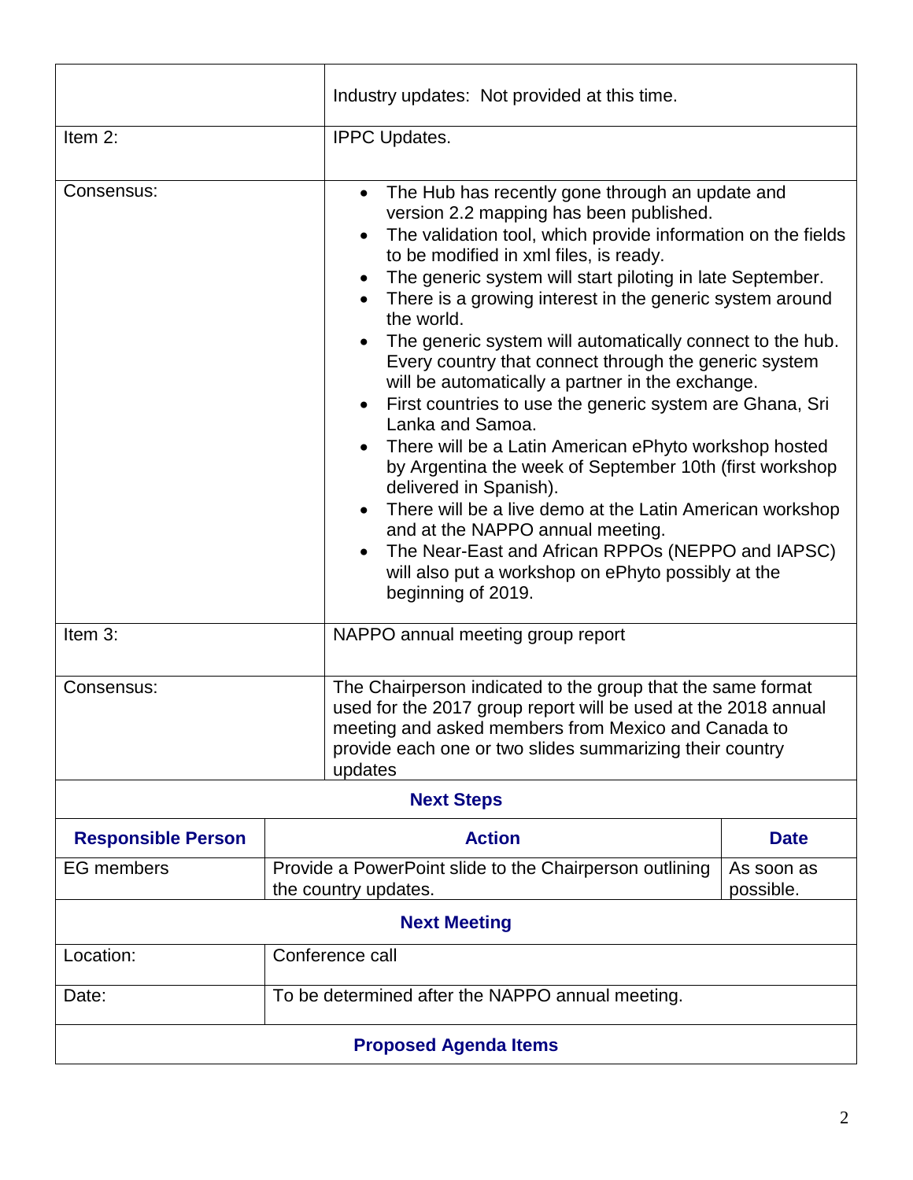| | |
|---|---|
| | Industry updates: Not provided at this time. |
| Item 2: | IPPC Updates. |
| Consensus: | • The Hub has recently gone through an update and version 2.2 mapping has been published.<br>• The validation tool, which provide information on the fields to be modified in xml files, is ready.<br>• The generic system will start piloting in late September.<br>• There is a growing interest in the generic system around the world.<br>• The generic system will automatically connect to the hub. Every country that connect through the generic system will be automatically a partner in the exchange.<br>• First countries to use the generic system are Ghana, Sri Lanka and Samoa.<br>• There will be a Latin American ePhyto workshop hosted by Argentina the week of September 10th (first workshop delivered in Spanish).<br>• There will be a live demo at the Latin American workshop and at the NAPPO annual meeting.<br>• The Near-East and African RPPOs (NEPPO and IAPSC) will also put a workshop on ePhyto possibly at the beginning of 2019. |
| Item 3: | NAPPO annual meeting group report |
| Consensus: | The Chairperson indicated to the group that the same format used for the 2017 group report will be used at the 2018 annual meeting and asked members from Mexico and Canada to provide each one or two slides summarizing their country updates |

**Next Steps**

| Responsible Person | Action | Date |
|---|---|---|
| EG members | Provide a PowerPoint slide to the Chairperson outlining the country updates. | As soon as possible. |

**Next Meeting**

| | |
|---|---|
| Location: | Conference call |
| Date: | To be determined after the NAPPO annual meeting. |

**Proposed Agenda Items**